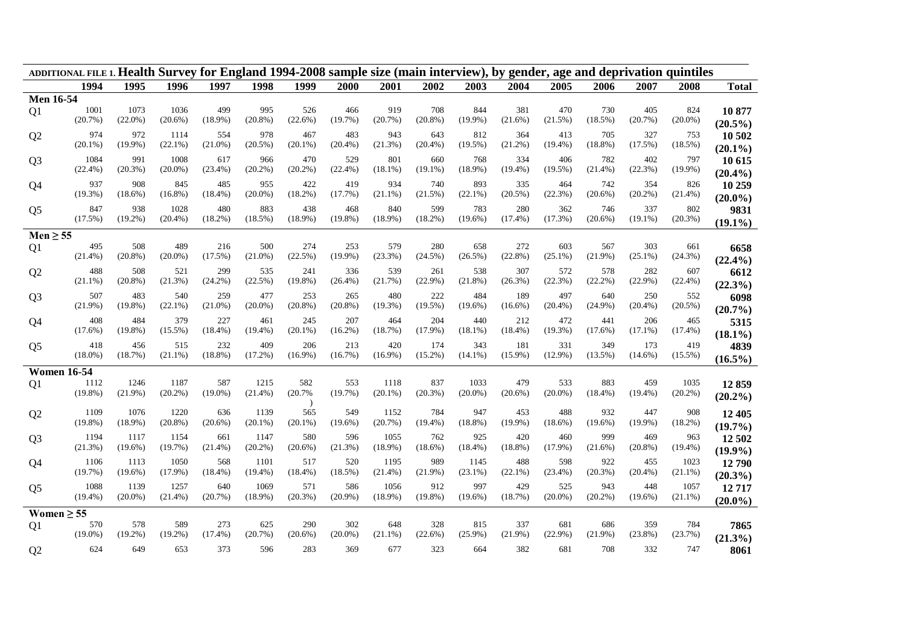**ADDITIONAL FILE 1. Health Survey for England 1994-2008 sample size (main interview), by gender, age and deprivation quintiles**

| | 1994 | 1995 | 1996 | 1997 | 1998 | 1999 | 2000 | 2001 | 2002 | 2003 | 2004 | 2005 | 2006 | 2007 | 2008 | Total |
|---|---|---|---|---|---|---|---|---|---|---|---|---|---|---|---|---|
| **Men 16-54** | | | | | | | | | | | | | | | | |
| Q1 | 1001 (20.7%) | 1073 (22.0%) | 1036 (20.6%) | 499 (18.9%) | 995 (20.8%) | 526 (22.6%) | 466 (19.7%) | 919 (20.7%) | 708 (20.8%) | 844 (19.9%) | 381 (21.6%) | 470 (21.5%) | 730 (18.5%) | 405 (20.7%) | 824 (20.0%) | **10 877 (20.5%)** |
| Q2 | 974 (20.1%) | 972 (19.9%) | 1114 (22.1%) | 554 (21.0%) | 978 (20.5%) | 467 (20.1%) | 483 (20.4%) | 943 (21.3%) | 643 (20.4%) | 812 (19.5%) | 364 (21.2%) | 413 (19.4%) | 705 (18.8%) | 327 (17.5%) | 753 (18.5%) | **10 502 (20.1%)** |
| Q3 | 1084 (22.4%) | 991 (20.3%) | 1008 (20.0%) | 617 (23.4%) | 966 (20.2%) | 470 (20.2%) | 529 (22.4%) | 801 (18.1%) | 660 (19.1%) | 768 (18.9%) | 334 (19.4%) | 406 (19.5%) | 782 (21.4%) | 402 (22.3%) | 797 (19.9%) | **10 615 (20.4%)** |
| Q4 | 937 (19.3%) | 908 (18.6%) | 845 (16.8%) | 485 (18.4%) | 955 (20.0%) | 422 (18.2%) | 419 (17.7%) | 934 (21.1%) | 740 (21.5%) | 893 (22.1%) | 335 (20.5%) | 464 (22.3%) | 742 (20.6%) | 354 (20.2%) | 826 (21.4%) | **10 259 (20.0%)** |
| Q5 | 847 (17.5%) | 938 (19.2%) | 1028 (20.4%) | 480 (18.2%) | 883 (18.5%) | 438 (18.9%) | 468 (19.8%) | 840 (18.9%) | 599 (18.2%) | 783 (19.6%) | 280 (17.4%) | 362 (17.3%) | 746 (20.6%) | 337 (19.1%) | 802 (20.3%) | **9831 (19.1%)** |
| **Men ≥ 55** | | | | | | | | | | | | | | | | |
| Q1 | 495 (21.4%) | 508 (20.8%) | 489 (20.0%) | 216 (17.5%) | 500 (21.0%) | 274 (22.5%) | 253 (19.9%) | 579 (23.3%) | 280 (24.5%) | 658 (26.5%) | 272 (22.8%) | 603 (25.1%) | 567 (21.9%) | 303 (25.1%) | 661 (24.3%) | **6658 (22.4%)** |
| Q2 | 488 (21.1%) | 508 (20.8%) | 521 (21.3%) | 299 (24.2%) | 535 (22.5%) | 241 (19.8%) | 336 (26.4%) | 539 (21.7%) | 261 (22.9%) | 538 (21.8%) | 307 (26.3%) | 572 (22.3%) | 578 (22.2%) | 282 (22.9%) | 607 (22.4%) | **6612 (22.3%)** |
| Q3 | 507 (21.9%) | 483 (19.8%) | 540 (22.1%) | 259 (21.0%) | 477 (20.0%) | 253 (20.8%) | 265 (20.8%) | 480 (19.3%) | 222 (19.5%) | 484 (19.6%) | 189 (16.6%) | 497 (20.4%) | 640 (24.9%) | 250 (20.4%) | 552 (20.5%) | **6098 (20.7%)** |
| Q4 | 408 (17.6%) | 484 (19.8%) | 379 (15.5%) | 227 (18.4%) | 461 (19.4%) | 245 (20.1%) | 207 (16.2%) | 464 (18.7%) | 204 (17.9%) | 440 (18.1%) | 212 (18.4%) | 472 (19.3%) | 441 (17.6%) | 206 (17.1%) | 465 (17.4%) | **5315 (18.1%)** |
| Q5 | 418 (18.0%) | 456 (18.7%) | 515 (21.1%) | 232 (18.8%) | 409 (17.2%) | 206 (16.9%) | 213 (16.7%) | 420 (16.9%) | 174 (15.2%) | 343 (14.1%) | 181 (15.9%) | 331 (12.9%) | 349 (13.5%) | 173 (14.6%) | 419 (15.5%) | **4839 (16.5%)** |
| **Women 16-54** | | | | | | | | | | | | | | | | |
| Q1 | 1112 (19.8%) | 1246 (21.9%) | 1187 (20.2%) | 587 (19.0%) | 1215 (21.4%) | 582 (20.7%) | 553 (19.7%) | 1118 (20.1%) | 837 (20.3%) | 1033 (20.0%) | 479 (20.6%) | 533 (20.0%) | 883 (18.4%) | 459 (19.4%) | 1035 (20.2%) | **12 859 (20.2%)** |
| Q2 | 1109 (19.8%) | 1076 (18.9%) | 1220 (20.8%) | 636 (20.6%) | 1139 (20.1%) | 565 (20.1%) | 549 (19.6%) | 1152 (20.7%) | 784 (19.4%) | 947 (18.8%) | 453 (19.9%) | 488 (18.6%) | 932 (19.6%) | 447 (19.9%) | 908 (18.2%) | **12 405 (19.7%)** |
| Q3 | 1194 (21.3%) | 1117 (19.6%) | 1154 (19.7%) | 661 (21.4%) | 1147 (20.2%) | 580 (20.6%) | 596 (21.3%) | 1055 (18.9%) | 762 (18.6%) | 925 (18.4%) | 420 (18.8%) | 460 (17.9%) | 999 (21.6%) | 469 (20.8%) | 963 (19.4%) | **12 502 (19.9%)** |
| Q4 | 1106 (19.7%) | 1113 (19.6%) | 1050 (17.9%) | 568 (18.4%) | 1101 (19.4%) | 517 (18.4%) | 520 (18.5%) | 1195 (21.4%) | 989 (21.9%) | 1145 (23.1%) | 488 (22.1%) | 598 (23.4%) | 922 (20.3%) | 455 (20.4%) | 1023 (21.1%) | **12 790 (20.3%)** |
| Q5 | 1088 (19.4%) | 1139 (20.0%) | 1257 (21.4%) | 640 (20.7%) | 1069 (18.9%) | 571 (20.3%) | 586 (20.9%) | 1056 (18.9%) | 912 (19.8%) | 997 (19.6%) | 429 (18.7%) | 525 (20.0%) | 943 (20.2%) | 448 (19.6%) | 1057 (21.1%) | **12 717 (20.0%)** |
| **Women ≥ 55** | | | | | | | | | | | | | | | | |
| Q1 | 570 (19.0%) | 578 (19.2%) | 589 (19.2%) | 273 (17.4%) | 625 (20.7%) | 290 (20.6%) | 302 (20.0%) | 648 (21.1%) | 328 (22.6%) | 815 (25.9%) | 337 (21.9%) | 681 (22.9%) | 686 (21.9%) | 359 (23.8%) | 784 (23.7%) | **7865 (21.3%)** |
| Q2 | 624 | 649 | 653 | 373 | 596 | 283 | 369 | 677 | 323 | 664 | 382 | 681 | 708 | 332 | 747 | **8061** |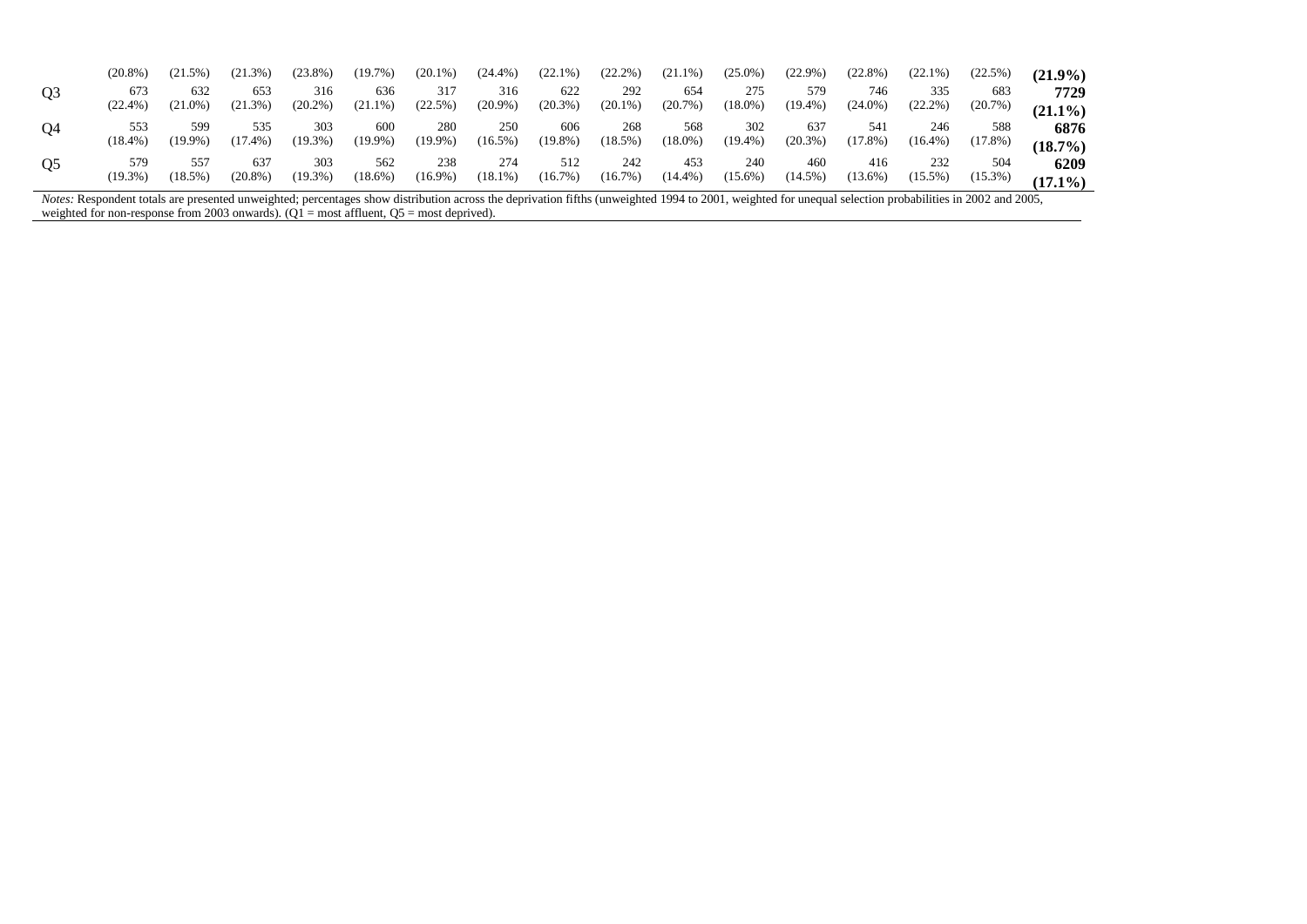| | | | | | | | | | | | | | | | | |
|---|---|---|---|---|---|---|---|---|---|---|---|---|---|---|---|---|
| | (20.8%) | (21.5%) | (21.3%) | (23.8%) | (19.7%) | (20.1%) | (24.4%) | (22.1%) | (22.2%) | (21.1%) | (25.0%) | (22.9%) | (22.8%) | (22.1%) | (22.5%) | **(21.9%)** |
| Q3 | 673<br>(22.4%) | 632<br>(21.0%) | 653<br>(21.3%) | 316<br>(20.2%) | 636<br>(21.1%) | 317<br>(22.5%) | 316<br>(20.9%) | 622<br>(20.3%) | 292<br>(20.1%) | 654<br>(20.7%) | 275<br>(18.0%) | 579<br>(19.4%) | 746<br>(24.0%) | 335<br>(22.2%) | 683<br>(20.7%) | **7729**<br>**(21.1%)** |
| Q4 | 553<br>(18.4%) | 599<br>(19.9%) | 535<br>(17.4%) | 303<br>(19.3%) | 600<br>(19.9%) | 280<br>(19.9%) | 250<br>(16.5%) | 606<br>(19.8%) | 268<br>(18.5%) | 568<br>(18.0%) | 302<br>(19.4%) | 637<br>(20.3%) | 541<br>(17.8%) | 246<br>(16.4%) | 588<br>(17.8%) | **6876**<br>**(18.7%)** |
| Q5 | 579<br>(19.3%) | 557<br>(18.5%) | 637<br>(20.8%) | 303<br>(19.3%) | 562<br>(18.6%) | 238<br>(16.9%) | 274<br>(18.1%) | 512<br>(16.7%) | 242<br>(16.7%) | 453<br>(14.4%) | 240<br>(15.6%) | 460<br>(14.5%) | 416<br>(13.6%) | 232<br>(15.5%) | 504<br>(15.3%) | **6209**<br>**(17.1%)** |

*Notes:* Respondent totals are presented unweighted; percentages show distribution across the deprivation fifths (unweighted 1994 to 2001, weighted for unequal selection probabilities in 2002 and 2005, weighted for non-response from 2003 onwards). (Q1 = most affluent, Q5 = most deprived).